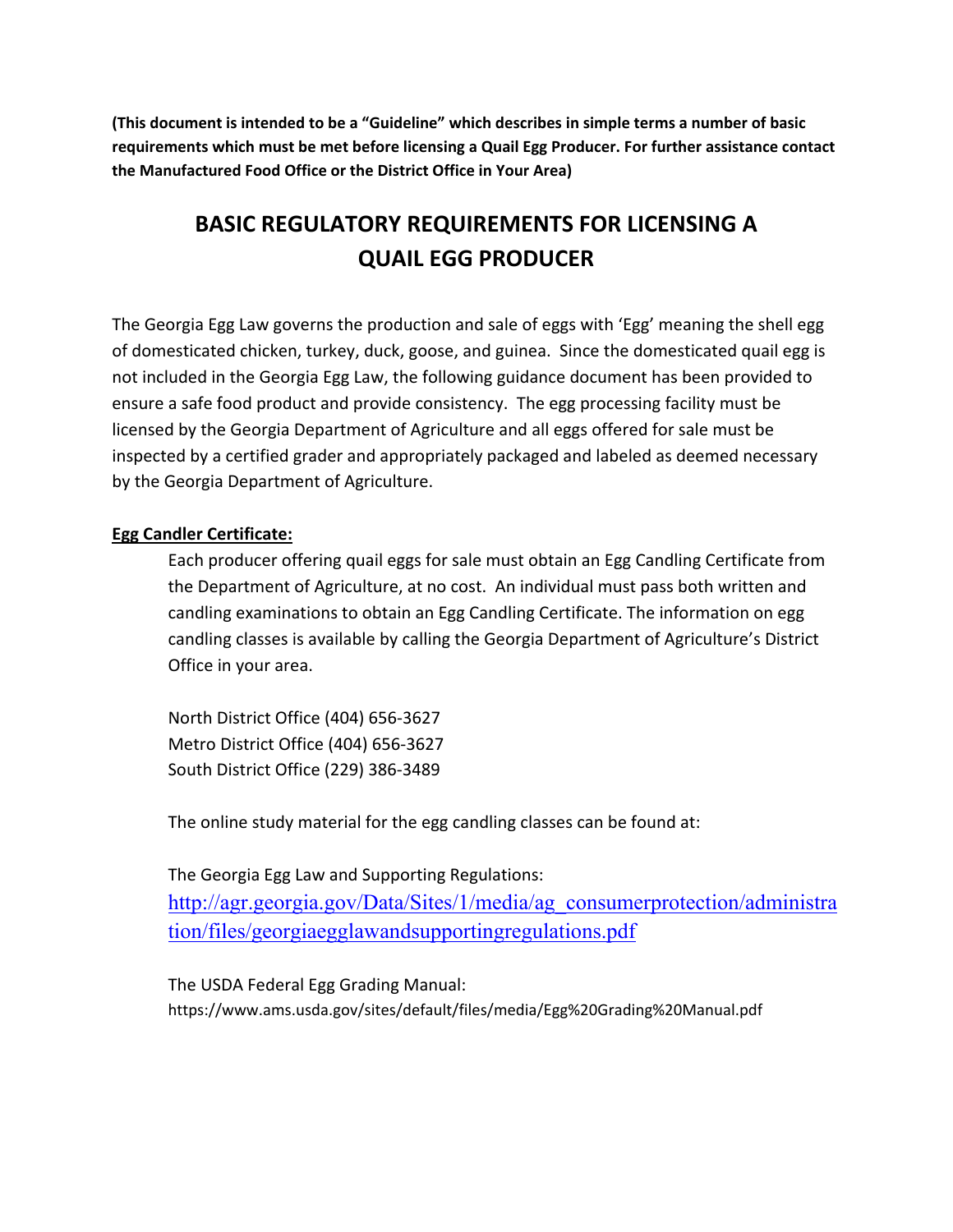**(This document is intended to be a "Guideline" which describes in simple terms a number of basic requirements which must be met before licensing a Quail Egg Producer. For further assistance contact the Manufactured Food Office or the District Office in Your Area)**

# BASIC REGULATORY REQUIREMENTS FOR LICENSING A QUAIL EGG PRODUCER

The Georgia Egg Law governs the production and sale of eggs with 'Egg' meaning the shell egg of domesticated chicken, turkey, duck, goose, and guinea. Since the domesticated quail egg is not included in the Georgia Egg Law, the following guidance document has been provided to ensure a safe food product and provide consistency. The egg processing facility must be licensed by the Georgia Department of Agriculture and all eggs offered for sale must be inspected by a certified grader and appropriately packaged and labeled as deemed necessary by the Georgia Department of Agriculture.

**Egg Candler Certificate:**

Each producer offering quail eggs for sale must obtain an Egg Candling Certificate from the Department of Agriculture, at no cost. An individual must pass both written and candling examinations to obtain an Egg Candling Certificate. The information on egg candling classes is available by calling the Georgia Department of Agriculture's District Office in your area.

North District Office (404) 656-3627
Metro District Office (404) 656-3627
South District Office (229) 386-3489

The online study material for the egg candling classes can be found at:

The Georgia Egg Law and Supporting Regulations:
http://agr.georgia.gov/Data/Sites/1/media/ag_consumerprotection/administration/files/georgiaegglawandsupportingregulations.pdf

The USDA Federal Egg Grading Manual:
https://www.ams.usda.gov/sites/default/files/media/Egg%20Grading%20Manual.pdf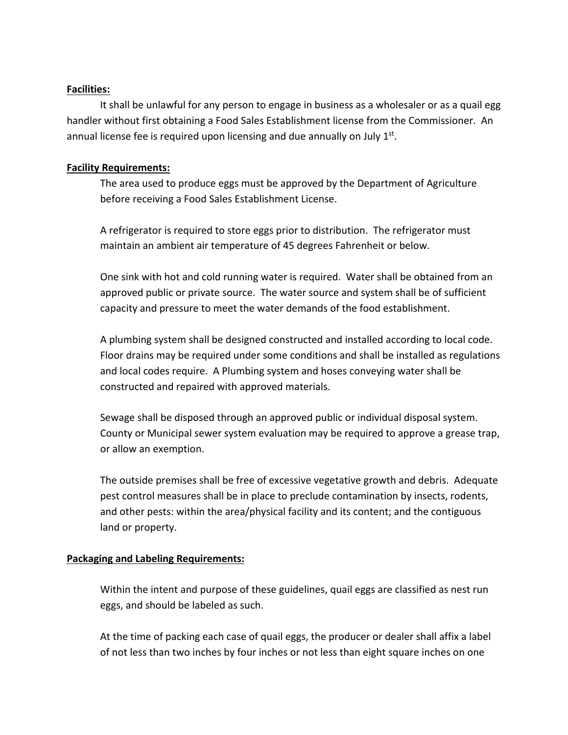**Facilities:**

It shall be unlawful for any person to engage in business as a wholesaler or as a quail egg handler without first obtaining a Food Sales Establishment license from the Commissioner. An annual license fee is required upon licensing and due annually on July 1st.

**Facility Requirements:**

The area used to produce eggs must be approved by the Department of Agriculture before receiving a Food Sales Establishment License.

A refrigerator is required to store eggs prior to distribution. The refrigerator must maintain an ambient air temperature of 45 degrees Fahrenheit or below.

One sink with hot and cold running water is required. Water shall be obtained from an approved public or private source. The water source and system shall be of sufficient capacity and pressure to meet the water demands of the food establishment.

A plumbing system shall be designed constructed and installed according to local code. Floor drains may be required under some conditions and shall be installed as regulations and local codes require. A Plumbing system and hoses conveying water shall be constructed and repaired with approved materials.

Sewage shall be disposed through an approved public or individual disposal system. County or Municipal sewer system evaluation may be required to approve a grease trap, or allow an exemption.

The outside premises shall be free of excessive vegetative growth and debris. Adequate pest control measures shall be in place to preclude contamination by insects, rodents, and other pests: within the area/physical facility and its content; and the contiguous land or property.

**Packaging and Labeling Requirements:**

Within the intent and purpose of these guidelines, quail eggs are classified as nest run eggs, and should be labeled as such.

At the time of packing each case of quail eggs, the producer or dealer shall affix a label of not less than two inches by four inches or not less than eight square inches on one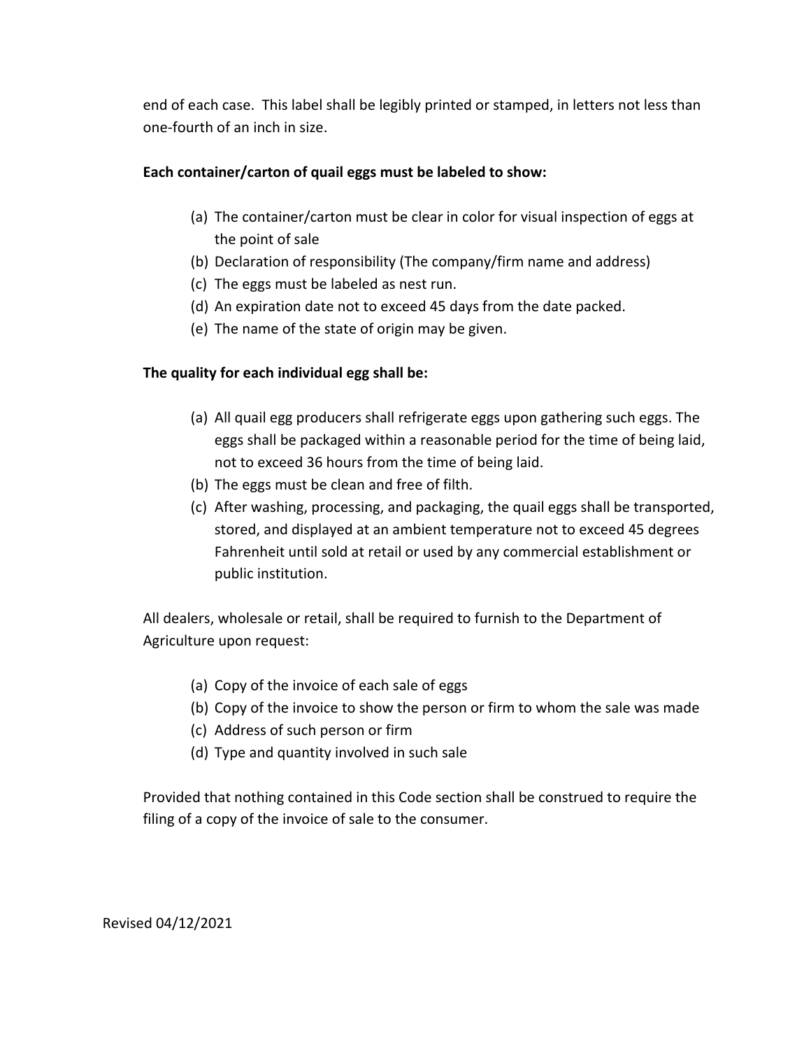end of each case. This label shall be legibly printed or stamped, in letters not less than one-fourth of an inch in size.

**Each container/carton of quail eggs must be labeled to show:**

(a) The container/carton must be clear in color for visual inspection of eggs at the point of sale
(b) Declaration of responsibility (The company/firm name and address)
(c) The eggs must be labeled as nest run.
(d) An expiration date not to exceed 45 days from the date packed.
(e) The name of the state of origin may be given.

**The quality for each individual egg shall be:**

(a) All quail egg producers shall refrigerate eggs upon gathering such eggs. The eggs shall be packaged within a reasonable period for the time of being laid, not to exceed 36 hours from the time of being laid.
(b) The eggs must be clean and free of filth.
(c) After washing, processing, and packaging, the quail eggs shall be transported, stored, and displayed at an ambient temperature not to exceed 45 degrees Fahrenheit until sold at retail or used by any commercial establishment or public institution.

All dealers, wholesale or retail, shall be required to furnish to the Department of Agriculture upon request:

(a) Copy of the invoice of each sale of eggs
(b) Copy of the invoice to show the person or firm to whom the sale was made
(c) Address of such person or firm
(d) Type and quantity involved in such sale

Provided that nothing contained in this Code section shall be construed to require the filing of a copy of the invoice of sale to the consumer.

Revised 04/12/2021